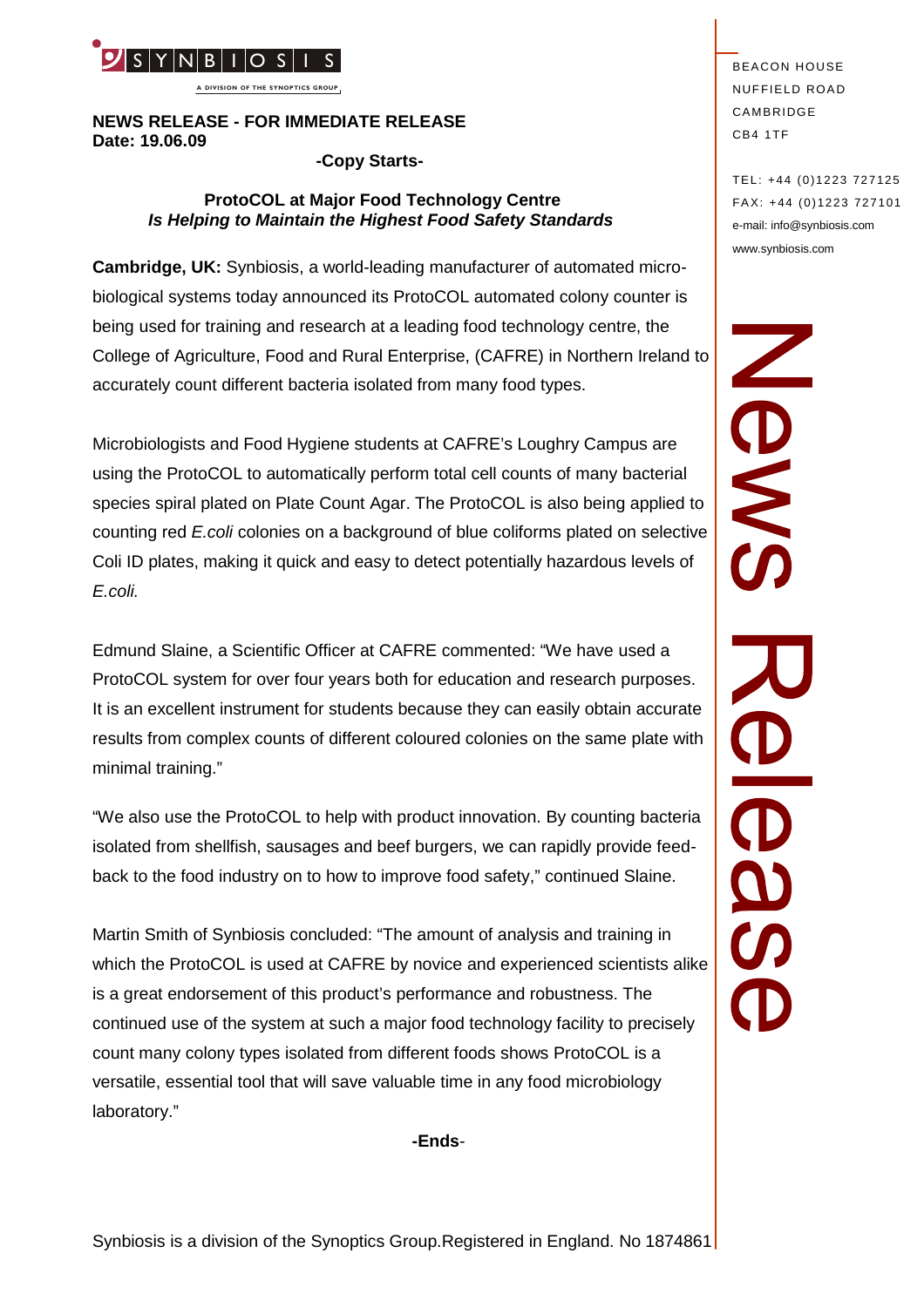SYNBIOSIS

A DIVISION OF THE SYNOPTICS GROUP

BEACON HOUSE
NUFFIELD ROAD
CAMBRIDGE
CB4 1TF

TEL: +44 (0)1223 727125
FAX: +44 (0)1223 727101
e-mail: info@synbiosis.com
www.synbiosis.com

News Release

**NEWS RELEASE - FOR IMMEDIATE RELEASE**
**Date: 19.06.09**

**-Copy Starts-**

## ProtoCOL at Major Food Technology Centre *Is Helping to Maintain the Highest Food Safety Standards*

**Cambridge, UK:** Synbiosis, a world-leading manufacturer of automated micro-biological systems today announced its ProtoCOL automated colony counter is being used for training and research at a leading food technology centre, the College of Agriculture, Food and Rural Enterprise, (CAFRE) in Northern Ireland to accurately count different bacteria isolated from many food types.

Microbiologists and Food Hygiene students at CAFRE's Loughry Campus are using the ProtoCOL to automatically perform total cell counts of many bacterial species spiral plated on Plate Count Agar. The ProtoCOL is also being applied to counting red *E.coli* colonies on a background of blue coliforms plated on selective Coli ID plates, making it quick and easy to detect potentially hazardous levels of *E.coli.*

Edmund Slaine, a Scientific Officer at CAFRE commented: "We have used a ProtoCOL system for over four years both for education and research purposes. It is an excellent instrument for students because they can easily obtain accurate results from complex counts of different coloured colonies on the same plate with minimal training."

"We also use the ProtoCOL to help with product innovation. By counting bacteria isolated from shellfish, sausages and beef burgers, we can rapidly provide feed-back to the food industry on to how to improve food safety," continued Slaine.

Martin Smith of Synbiosis concluded: "The amount of analysis and training in which the ProtoCOL is used at CAFRE by novice and experienced scientists alike is a great endorsement of this product's performance and robustness. The continued use of the system at such a major food technology facility to precisely count many colony types isolated from different foods shows ProtoCOL is a versatile, essential tool that will save valuable time in any food microbiology laboratory."

**-Ends**-

Synbiosis is a division of the Synoptics Group.Registered in England. No 1874861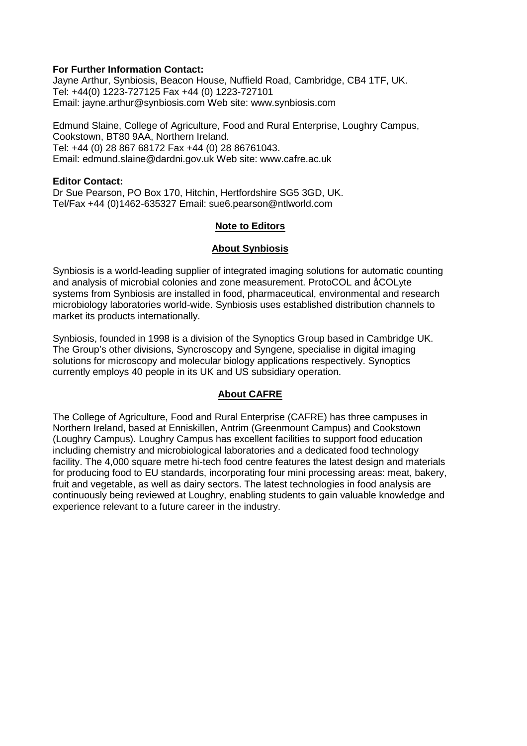**For Further Information Contact:**
Jayne Arthur, Synbiosis, Beacon House, Nuffield Road, Cambridge, CB4 1TF, UK.
Tel: +44(0) 1223-727125 Fax +44 (0) 1223-727101
Email: jayne.arthur@synbiosis.com Web site: www.synbiosis.com

Edmund Slaine, College of Agriculture, Food and Rural Enterprise, Loughry Campus, Cookstown, BT80 9AA, Northern Ireland.
Tel: +44 (0) 28 867 68172 Fax +44 (0) 28 86761043.
Email: edmund.slaine@dardni.gov.uk Web site: www.cafre.ac.uk

**Editor Contact:**
Dr Sue Pearson, PO Box 170, Hitchin, Hertfordshire SG5 3GD, UK.
Tel/Fax +44 (0)1462-635327 Email: sue6.pearson@ntlworld.com

## Note to Editors

### About Synbiosis

Synbiosis is a world-leading supplier of integrated imaging solutions for automatic counting and analysis of microbial colonies and zone measurement. ProtoCOL and åCOLyte systems from Synbiosis are installed in food, pharmaceutical, environmental and research microbiology laboratories world-wide. Synbiosis uses established distribution channels to market its products internationally.

Synbiosis, founded in 1998 is a division of the Synoptics Group based in Cambridge UK. The Group's other divisions, Syncroscopy and Syngene, specialise in digital imaging solutions for microscopy and molecular biology applications respectively. Synoptics currently employs 40 people in its UK and US subsidiary operation.

### About CAFRE

The College of Agriculture, Food and Rural Enterprise (CAFRE) has three campuses in Northern Ireland, based at Enniskillen, Antrim (Greenmount Campus) and Cookstown (Loughry Campus). Loughry Campus has excellent facilities to support food education including chemistry and microbiological laboratories and a dedicated food technology facility. The 4,000 square metre hi-tech food centre features the latest design and materials for producing food to EU standards, incorporating four mini processing areas: meat, bakery, fruit and vegetable, as well as dairy sectors. The latest technologies in food analysis are continuously being reviewed at Loughry, enabling students to gain valuable knowledge and experience relevant to a future career in the industry.